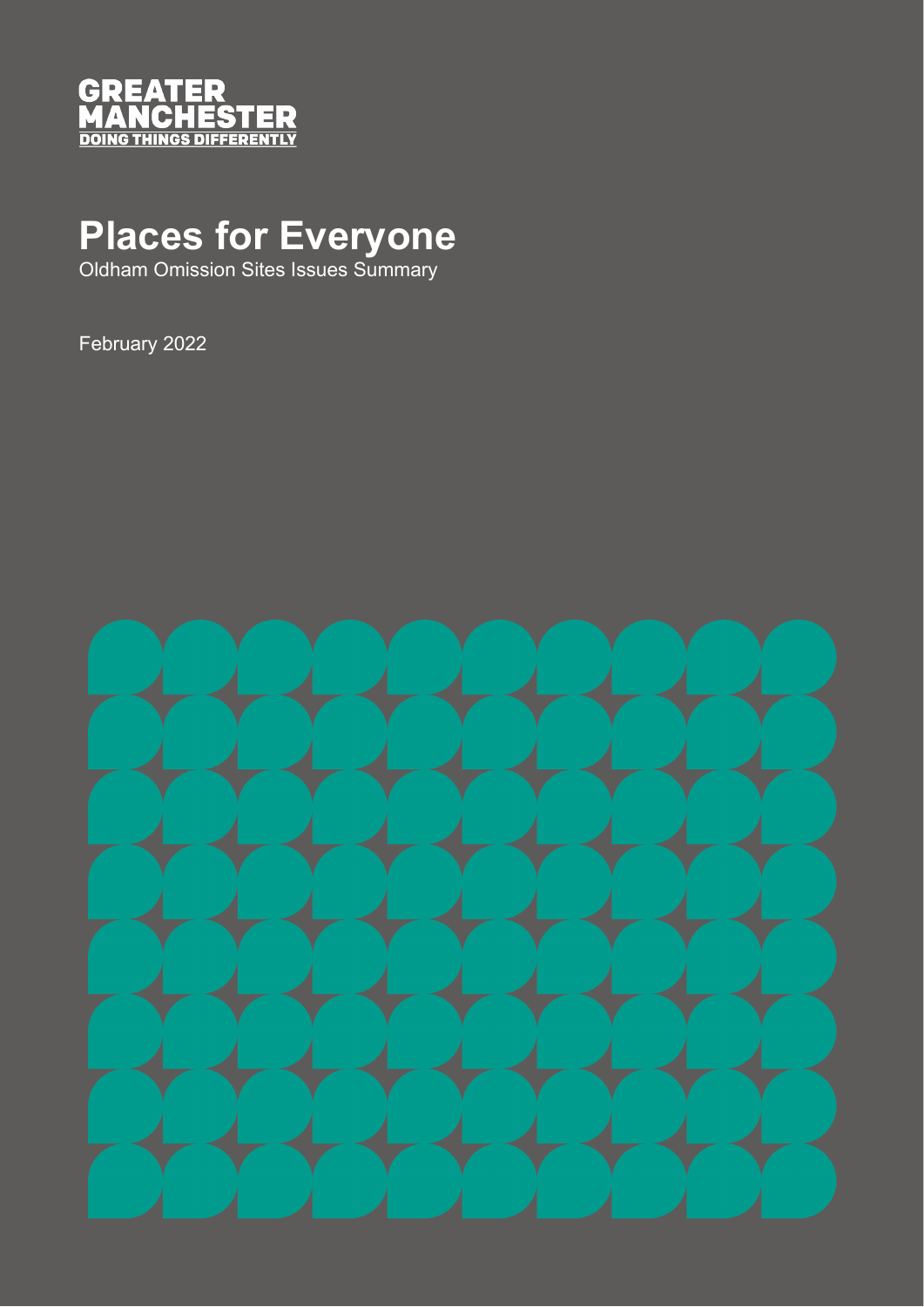GREATER MANCHESTER
DOING THINGS DIFFERENTLY

# Places for Everyone

Oldham Omission Sites Issues Summary

February 2022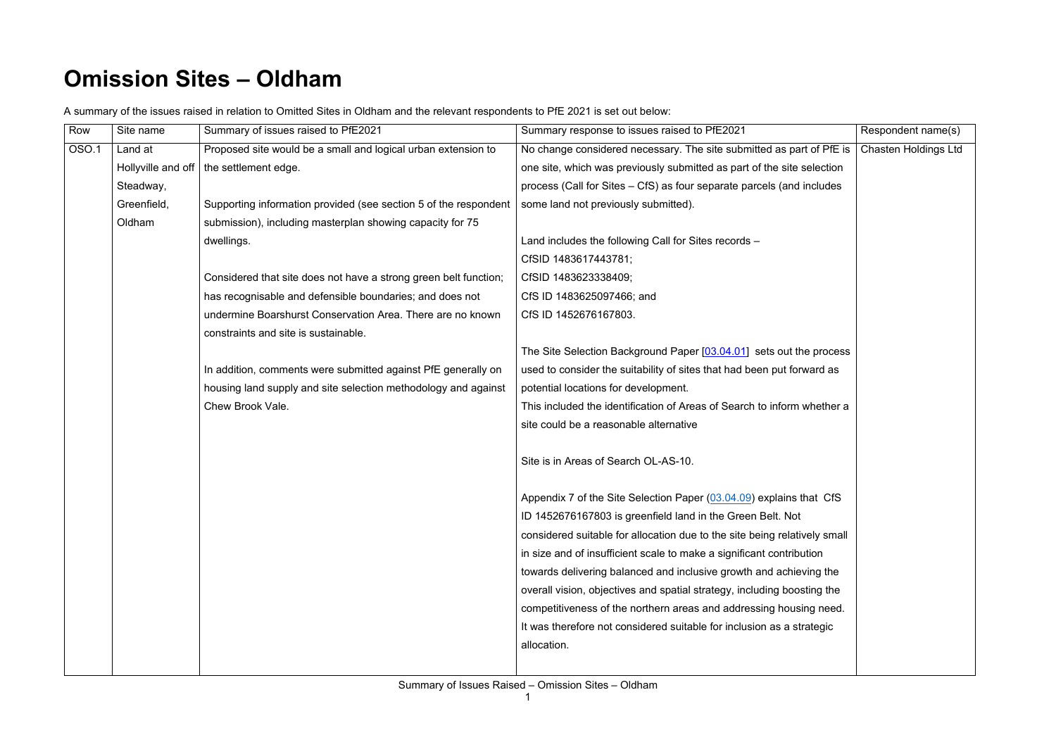# Omission Sites – Oldham

A summary of the issues raised in relation to Omitted Sites in Oldham and the relevant respondents to PfE 2021 is set out below:

| Row | Site name | Summary of issues raised to PfE2021 | Summary response to issues raised to PfE2021 | Respondent name(s) |
|---|---|---|---|---|
| OSO.1 | Land at Hollyville and off Steadway, Greenfield, Oldham | Proposed site would be a small and logical urban extension to the settlement edge.<br><br>Supporting information provided (see section 5 of the respondent submission), including masterplan showing capacity for 75 dwellings.<br><br>Considered that site does not have a strong green belt function; has recognisable and defensible boundaries; and does not undermine Boarshurst Conservation Area. There are no known constraints and site is sustainable.<br><br>In addition, comments were submitted against PfE generally on housing land supply and site selection methodology and against Chew Brook Vale. | No change considered necessary. The site submitted as part of PfE is one site, which was previously submitted as part of the site selection process (Call for Sites – CfS) as four separate parcels (and includes some land not previously submitted).<br><br>Land includes the following Call for Sites records –<br>CfSID 1483617443781;<br>CfSID 1483623338409;<br>CfS ID 1483625097466; and<br>CfS ID 1452676167803.<br><br>The Site Selection Background Paper [03.04.01] sets out the process used to consider the suitability of sites that had been put forward as potential locations for development.<br>This included the identification of Areas of Search to inform whether a site could be a reasonable alternative<br><br>Site is in Areas of Search OL-AS-10.<br><br>Appendix 7 of the Site Selection Paper (03.04.09) explains that CfS ID 1452676167803 is greenfield land in the Green Belt. Not considered suitable for allocation due to the site being relatively small in size and of insufficient scale to make a significant contribution towards delivering balanced and inclusive growth and achieving the overall vision, objectives and spatial strategy, including boosting the competitiveness of the northern areas and addressing housing need. It was therefore not considered suitable for inclusion as a strategic allocation. | Chasten Holdings Ltd |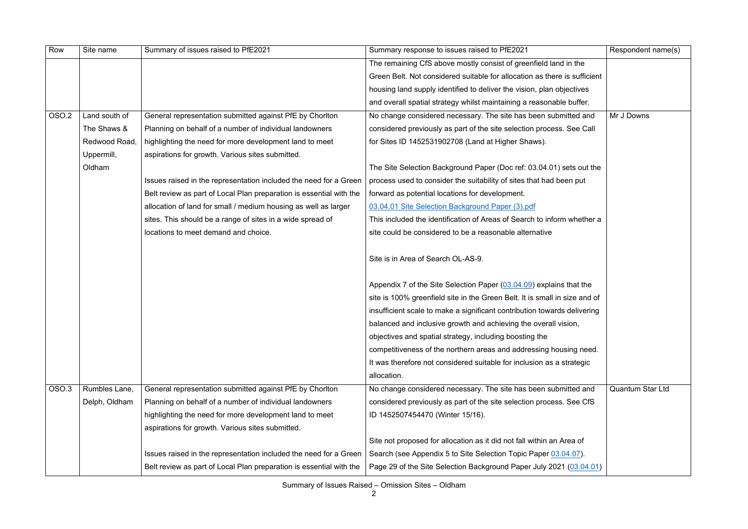| Row | Site name | Summary of issues raised to PfE2021 | Summary response to issues raised to PfE2021 | Respondent name(s) |
|---|---|---|---|---|
| | | | The remaining CfS above mostly consist of greenfield land in the Green Belt. Not considered suitable for allocation as there is sufficient housing land supply identified to deliver the vision, plan objectives and overall spatial strategy whilst maintaining a reasonable buffer. | |
| OSO.2 | Land south of The Shaws & Redwood Road, Uppermill, Oldham | General representation submitted against PfE by Chorlton Planning on behalf of a number of individual landowners highlighting the need for more development land to meet aspirations for growth. Various sites submitted.<br><br>Issues raised in the representation included the need for a Green Belt review as part of Local Plan preparation is essential with the allocation of land for small / medium housing as well as larger sites. This should be a range of sites in a wide spread of locations to meet demand and choice. | No change considered necessary. The site has been submitted and considered previously as part of the site selection process. See Call for Sites ID 1452531902708 (Land at Higher Shaws).<br><br>The Site Selection Background Paper (Doc ref: 03.04.01) sets out the process used to consider the suitability of sites that had been put forward as potential locations for development.<br>03.04.01 Site Selection Background Paper (3).pdf<br>This included the identification of Areas of Search to inform whether a site could be considered to be a reasonable alternative<br><br>Site is in Area of Search OL-AS-9.<br><br>Appendix 7 of the Site Selection Paper (03.04.09) explains that the site is 100% greenfield site in the Green Belt. It is small in size and of insufficient scale to make a significant contribution towards delivering balanced and inclusive growth and achieving the overall vision, objectives and spatial strategy, including boosting the competitiveness of the northern areas and addressing housing need. It was therefore not considered suitable for inclusion as a strategic allocation. | Mr J Downs |
| OSO.3 | Rumbles Lane, Delph, Oldham | General representation submitted against PfE by Chorlton Planning on behalf of a number of individual landowners highlighting the need for more development land to meet aspirations for growth. Various sites submitted.<br><br>Issues raised in the representation included the need for a Green Belt review as part of Local Plan preparation is essential with the | No change considered necessary. The site has been submitted and considered previously as part of the site selection process. See CfS ID 1452507454470 (Winter 15/16).<br><br>Site not proposed for allocation as it did not fall within an Area of Search (see Appendix 5 to Site Selection Topic Paper 03.04.07). Page 29 of the Site Selection Background Paper July 2021 (03.04.01) | Quantum Star Ltd |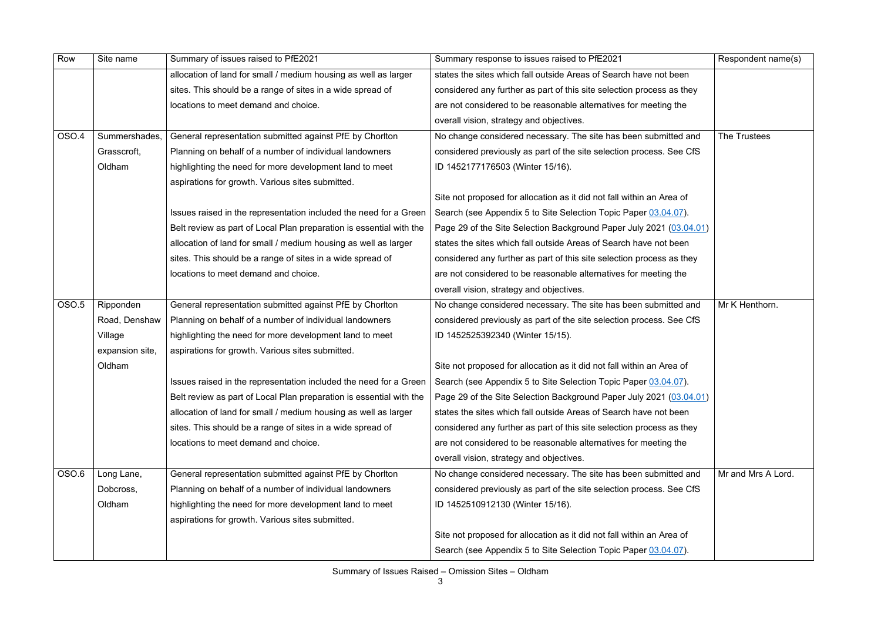| Row | Site name | Summary of issues raised to PfE2021 | Summary response to issues raised to PfE2021 | Respondent name(s) |
|---|---|---|---|---|
| | | allocation of land for small / medium housing as well as larger sites. This should be a range of sites in a wide spread of locations to meet demand and choice. | states the sites which fall outside Areas of Search have not been considered any further as part of this site selection process as they are not considered to be reasonable alternatives for meeting the overall vision, strategy and objectives. | |
| OSO.4 | Summershades, Grasscroft, Oldham | General representation submitted against PfE by Chorlton Planning on behalf of a number of individual landowners highlighting the need for more development land to meet aspirations for growth. Various sites submitted.<br><br>Issues raised in the representation included the need for a Green Belt review as part of Local Plan preparation is essential with the allocation of land for small / medium housing as well as larger sites. This should be a range of sites in a wide spread of locations to meet demand and choice. | No change considered necessary. The site has been submitted and considered previously as part of the site selection process. See CfS ID 1452177176503 (Winter 15/16).<br><br>Site not proposed for allocation as it did not fall within an Area of Search (see Appendix 5 to Site Selection Topic Paper 03.04.07). Page 29 of the Site Selection Background Paper July 2021 (03.04.01) states the sites which fall outside Areas of Search have not been considered any further as part of this site selection process as they are not considered to be reasonable alternatives for meeting the overall vision, strategy and objectives. | The Trustees |
| OSO.5 | Ripponden Road, Denshaw Village expansion site, Oldham | General representation submitted against PfE by Chorlton Planning on behalf of a number of individual landowners highlighting the need for more development land to meet aspirations for growth. Various sites submitted.<br><br>Issues raised in the representation included the need for a Green Belt review as part of Local Plan preparation is essential with the allocation of land for small / medium housing as well as larger sites. This should be a range of sites in a wide spread of locations to meet demand and choice. | No change considered necessary. The site has been submitted and considered previously as part of the site selection process. See CfS ID 1452525392340 (Winter 15/15).<br><br>Site not proposed for allocation as it did not fall within an Area of Search (see Appendix 5 to Site Selection Topic Paper 03.04.07). Page 29 of the Site Selection Background Paper July 2021 (03.04.01) states the sites which fall outside Areas of Search have not been considered any further as part of this site selection process as they are not considered to be reasonable alternatives for meeting the overall vision, strategy and objectives. | Mr K Henthorn. |
| OSO.6 | Long Lane, Dobcross, Oldham | General representation submitted against PfE by Chorlton Planning on behalf of a number of individual landowners highlighting the need for more development land to meet aspirations for growth. Various sites submitted. | No change considered necessary. The site has been submitted and considered previously as part of the site selection process. See CfS ID 1452510912130 (Winter 15/16).<br><br>Site not proposed for allocation as it did not fall within an Area of Search (see Appendix 5 to Site Selection Topic Paper 03.04.07). | Mr and Mrs A Lord. |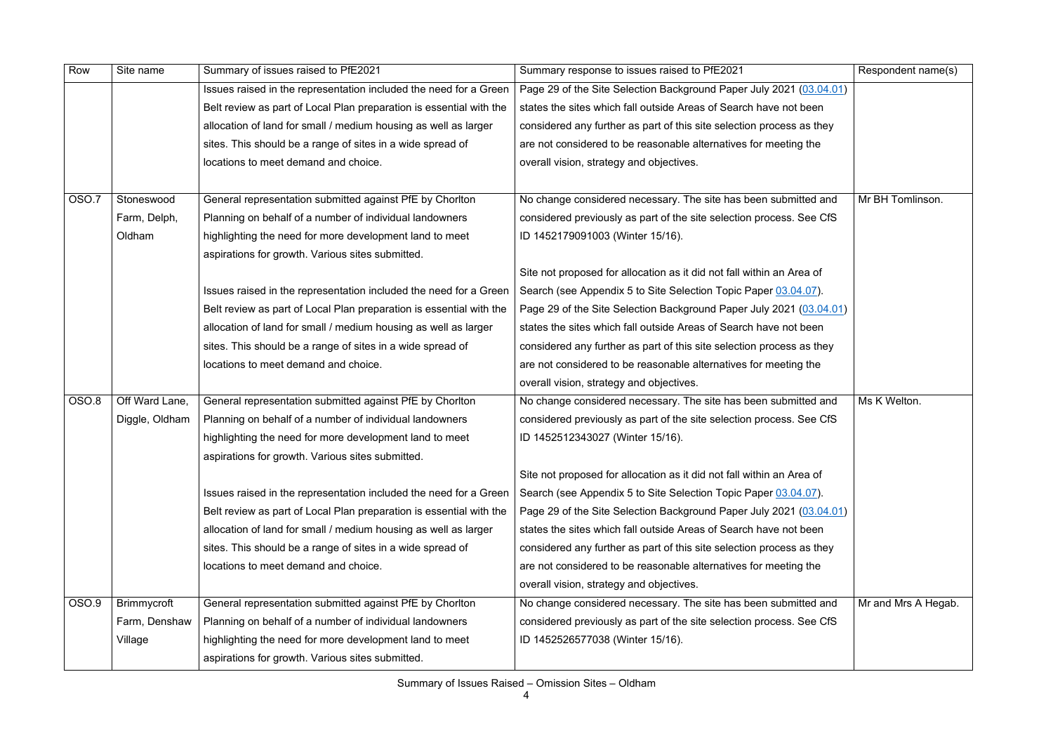| Row | Site name | Summary of issues raised to PfE2021 | Summary response to issues raised to PfE2021 | Respondent name(s) |
|---|---|---|---|---|
| | | Issues raised in the representation included the need for a Green Belt review as part of Local Plan preparation is essential with the allocation of land for small / medium housing as well as larger sites. This should be a range of sites in a wide spread of locations to meet demand and choice. | Page 29 of the Site Selection Background Paper July 2021 (03.04.01) states the sites which fall outside Areas of Search have not been considered any further as part of this site selection process as they are not considered to be reasonable alternatives for meeting the overall vision, strategy and objectives. | |
| OSO.7 | Stoneswood Farm, Delph, Oldham | General representation submitted against PfE by Chorlton Planning on behalf of a number of individual landowners highlighting the need for more development land to meet aspirations for growth. Various sites submitted.<br><br>Issues raised in the representation included the need for a Green Belt review as part of Local Plan preparation is essential with the allocation of land for small / medium housing as well as larger sites. This should be a range of sites in a wide spread of locations to meet demand and choice. | No change considered necessary. The site has been submitted and considered previously as part of the site selection process. See CfS ID 1452179091003 (Winter 15/16).<br><br>Site not proposed for allocation as it did not fall within an Area of Search (see Appendix 5 to Site Selection Topic Paper 03.04.07). Page 29 of the Site Selection Background Paper July 2021 (03.04.01) states the sites which fall outside Areas of Search have not been considered any further as part of this site selection process as they are not considered to be reasonable alternatives for meeting the overall vision, strategy and objectives. | Mr BH Tomlinson. |
| OSO.8 | Off Ward Lane, Diggle, Oldham | General representation submitted against PfE by Chorlton Planning on behalf of a number of individual landowners highlighting the need for more development land to meet aspirations for growth. Various sites submitted.<br><br>Issues raised in the representation included the need for a Green Belt review as part of Local Plan preparation is essential with the allocation of land for small / medium housing as well as larger sites. This should be a range of sites in a wide spread of locations to meet demand and choice. | No change considered necessary. The site has been submitted and considered previously as part of the site selection process. See CfS ID 1452512343027 (Winter 15/16).<br><br>Site not proposed for allocation as it did not fall within an Area of Search (see Appendix 5 to Site Selection Topic Paper 03.04.07). Page 29 of the Site Selection Background Paper July 2021 (03.04.01) states the sites which fall outside Areas of Search have not been considered any further as part of this site selection process as they are not considered to be reasonable alternatives for meeting the overall vision, strategy and objectives. | Ms K Welton. |
| OSO.9 | Brimmycroft Farm, Denshaw Village | General representation submitted against PfE by Chorlton Planning on behalf of a number of individual landowners highlighting the need for more development land to meet aspirations for growth. Various sites submitted. | No change considered necessary. The site has been submitted and considered previously as part of the site selection process. See CfS ID 1452526577038 (Winter 15/16). | Mr and Mrs A Hegab. |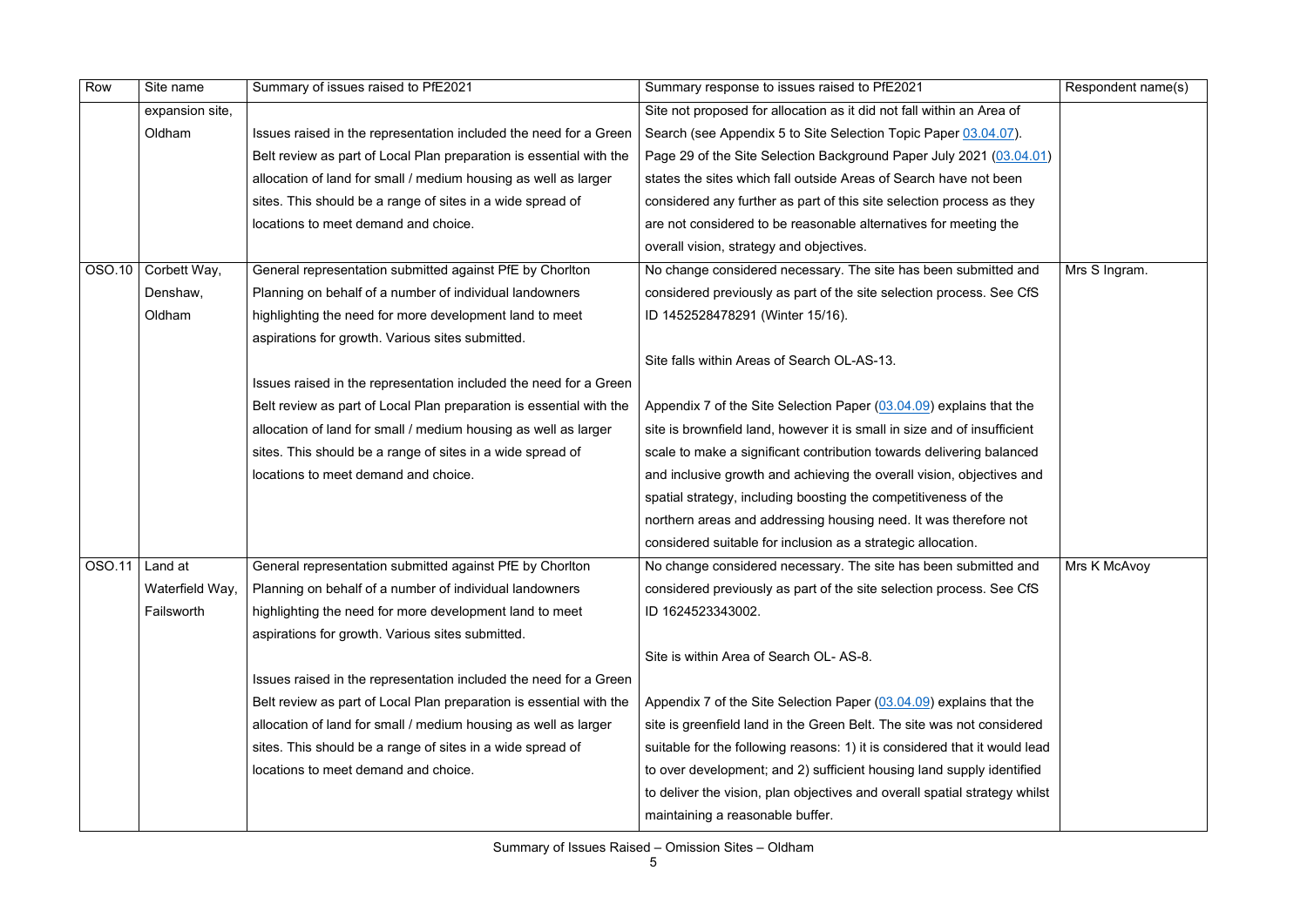| Row | Site name | Summary of issues raised to PfE2021 | Summary response to issues raised to PfE2021 | Respondent name(s) |
|---|---|---|---|---|
| | expansion site, Oldham | Issues raised in the representation included the need for a Green Belt review as part of Local Plan preparation is essential with the allocation of land for small / medium housing as well as larger sites. This should be a range of sites in a wide spread of locations to meet demand and choice. | Site not proposed for allocation as it did not fall within an Area of Search (see Appendix 5 to Site Selection Topic Paper 03.04.07). Page 29 of the Site Selection Background Paper July 2021 (03.04.01) states the sites which fall outside Areas of Search have not been considered any further as part of this site selection process as they are not considered to be reasonable alternatives for meeting the overall vision, strategy and objectives. | |
| OSO.10 | Corbett Way, Denshaw, Oldham | General representation submitted against PfE by Chorlton Planning on behalf of a number of individual landowners highlighting the need for more development land to meet aspirations for growth. Various sites submitted.<br><br>Issues raised in the representation included the need for a Green Belt review as part of Local Plan preparation is essential with the allocation of land for small / medium housing as well as larger sites. This should be a range of sites in a wide spread of locations to meet demand and choice. | No change considered necessary. The site has been submitted and considered previously as part of the site selection process. See CfS ID 1452528478291 (Winter 15/16).<br><br>Site falls within Areas of Search OL-AS-13.<br><br>Appendix 7 of the Site Selection Paper (03.04.09) explains that the site is brownfield land, however it is small in size and of insufficient scale to make a significant contribution towards delivering balanced and inclusive growth and achieving the overall vision, objectives and spatial strategy, including boosting the competitiveness of the northern areas and addressing housing need. It was therefore not considered suitable for inclusion as a strategic allocation. | Mrs S Ingram. |
| OSO.11 | Land at Waterfield Way, Failsworth | General representation submitted against PfE by Chorlton Planning on behalf of a number of individual landowners highlighting the need for more development land to meet aspirations for growth. Various sites submitted.<br><br>Issues raised in the representation included the need for a Green Belt review as part of Local Plan preparation is essential with the allocation of land for small / medium housing as well as larger sites. This should be a range of sites in a wide spread of locations to meet demand and choice. | No change considered necessary. The site has been submitted and considered previously as part of the site selection process. See CfS ID 1624523343002.<br><br>Site is within Area of Search OL- AS-8.<br><br>Appendix 7 of the Site Selection Paper (03.04.09) explains that the site is greenfield land in the Green Belt. The site was not considered suitable for the following reasons: 1) it is considered that it would lead to over development; and 2) sufficient housing land supply identified to deliver the vision, plan objectives and overall spatial strategy whilst maintaining a reasonable buffer. | Mrs K McAvoy |

Summary of Issues Raised – Omission Sites – Oldham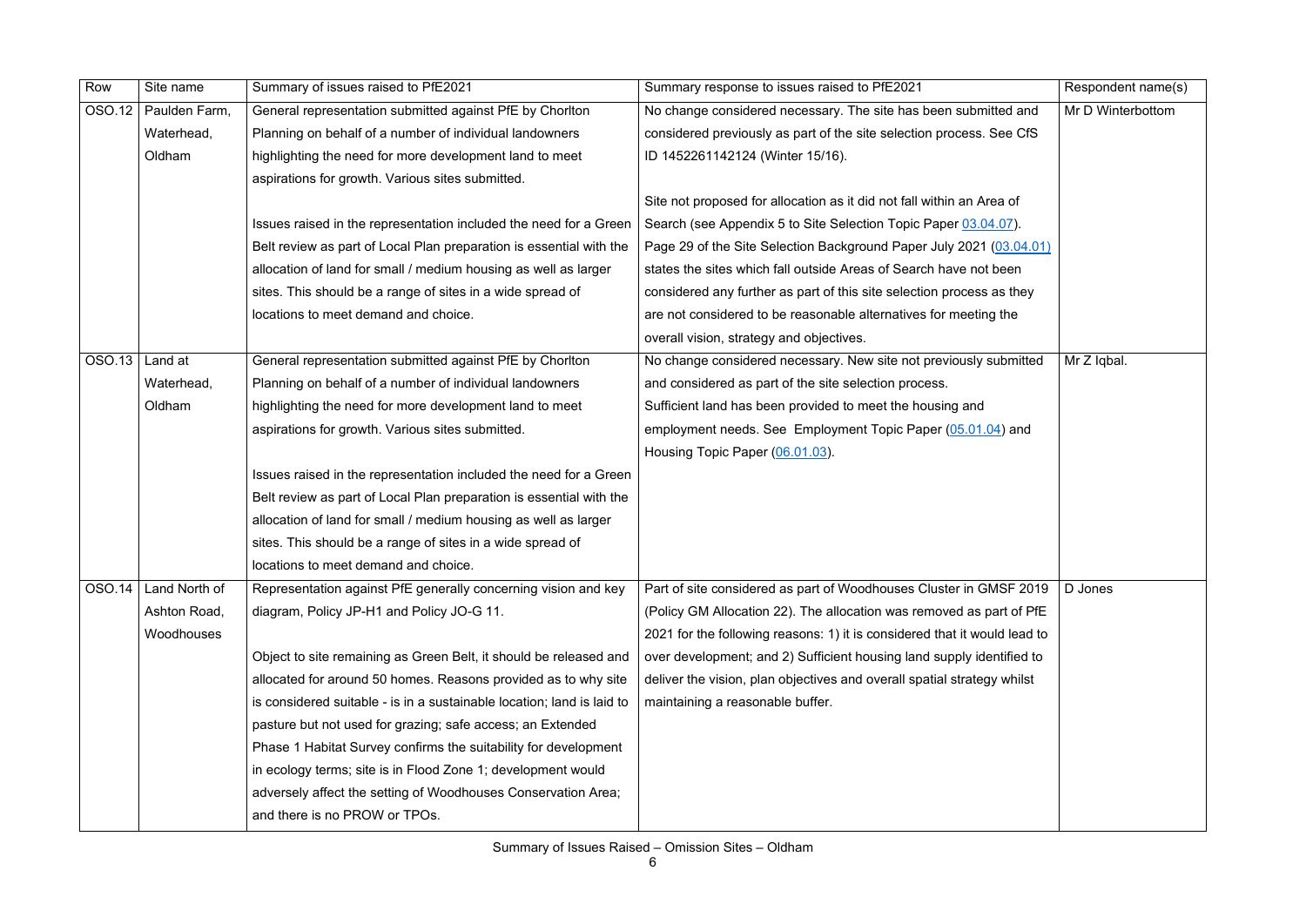| Row | Site name | Summary of issues raised to PfE2021 | Summary response to issues raised to PfE2021 | Respondent name(s) |
|---|---|---|---|---|
| OSO.12 | Paulden Farm, Waterhead, Oldham | General representation submitted against PfE by Chorlton Planning on behalf of a number of individual landowners highlighting the need for more development land to meet aspirations for growth. Various sites submitted.<br><br>Issues raised in the representation included the need for a Green Belt review as part of Local Plan preparation is essential with the allocation of land for small / medium housing as well as larger sites. This should be a range of sites in a wide spread of locations to meet demand and choice. | No change considered necessary. The site has been submitted and considered previously as part of the site selection process. See CfS ID 1452261142124 (Winter 15/16).<br><br>Site not proposed for allocation as it did not fall within an Area of Search (see Appendix 5 to Site Selection Topic Paper 03.04.07). Page 29 of the Site Selection Background Paper July 2021 (03.04.01) states the sites which fall outside Areas of Search have not been considered any further as part of this site selection process as they are not considered to be reasonable alternatives for meeting the overall vision, strategy and objectives. | Mr D Winterbottom |
| OSO.13 | Land at Waterhead, Oldham | General representation submitted against PfE by Chorlton Planning on behalf of a number of individual landowners highlighting the need for more development land to meet aspirations for growth. Various sites submitted.<br><br>Issues raised in the representation included the need for a Green Belt review as part of Local Plan preparation is essential with the allocation of land for small / medium housing as well as larger sites. This should be a range of sites in a wide spread of locations to meet demand and choice. | No change considered necessary. New site not previously submitted and considered as part of the site selection process.<br>Sufficient land has been provided to meet the housing and employment needs. See Employment Topic Paper (05.01.04) and Housing Topic Paper (06.01.03). | Mr Z Iqbal. |
| OSO.14 | Land North of Ashton Road, Woodhouses | Representation against PfE generally concerning vision and key diagram, Policy JP-H1 and Policy JO-G 11.<br><br>Object to site remaining as Green Belt, it should be released and allocated for around 50 homes. Reasons provided as to why site is considered suitable - is in a sustainable location; land is laid to pasture but not used for grazing; safe access; an Extended Phase 1 Habitat Survey confirms the suitability for development in ecology terms; site is in Flood Zone 1; development would adversely affect the setting of Woodhouses Conservation Area; and there is no PROW or TPOs. | Part of site considered as part of Woodhouses Cluster in GMSF 2019 (Policy GM Allocation 22). The allocation was removed as part of PfE 2021 for the following reasons: 1) it is considered that it would lead to over development; and 2) Sufficient housing land supply identified to deliver the vision, plan objectives and overall spatial strategy whilst maintaining a reasonable buffer. | D Jones |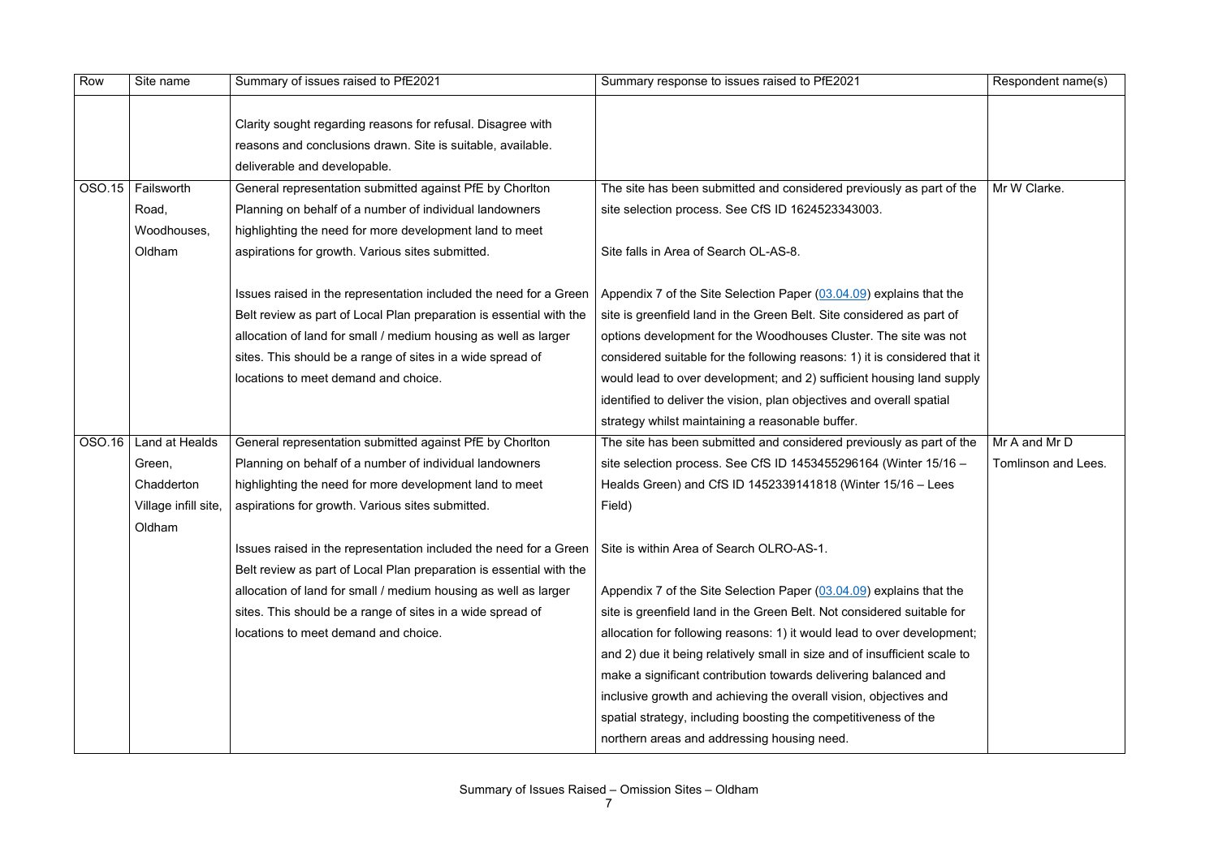| Row | Site name | Summary of issues raised to PfE2021 | Summary response to issues raised to PfE2021 | Respondent name(s) |
|---|---|---|---|---|
| | | Clarity sought regarding reasons for refusal. Disagree with reasons and conclusions drawn. Site is suitable, available. deliverable and developable. | | |
| OSO.15 | Failsworth Road, Woodhouses, Oldham | General representation submitted against PfE by Chorlton Planning on behalf of a number of individual landowners highlighting the need for more development land to meet aspirations for growth. Various sites submitted.<br><br>Issues raised in the representation included the need for a Green Belt review as part of Local Plan preparation is essential with the allocation of land for small / medium housing as well as larger sites. This should be a range of sites in a wide spread of locations to meet demand and choice. | The site has been submitted and considered previously as part of the site selection process. See CfS ID 1624523343003.<br><br>Site falls in Area of Search OL-AS-8.<br><br>Appendix 7 of the Site Selection Paper (03.04.09) explains that the site is greenfield land in the Green Belt. Site considered as part of options development for the Woodhouses Cluster. The site was not considered suitable for the following reasons: 1) it is considered that it would lead to over development; and 2) sufficient housing land supply identified to deliver the vision, plan objectives and overall spatial strategy whilst maintaining a reasonable buffer. | Mr W Clarke. |
| OSO.16 | Land at Healds Green, Chadderton Village infill site, Oldham | General representation submitted against PfE by Chorlton Planning on behalf of a number of individual landowners highlighting the need for more development land to meet aspirations for growth. Various sites submitted.<br><br>Issues raised in the representation included the need for a Green Belt review as part of Local Plan preparation is essential with the allocation of land for small / medium housing as well as larger sites. This should be a range of sites in a wide spread of locations to meet demand and choice. | The site has been submitted and considered previously as part of the site selection process. See CfS ID 1453455296164 (Winter 15/16 – Healds Green) and CfS ID 1452339141818 (Winter 15/16 – Lees Field)<br><br>Site is within Area of Search OLRO-AS-1.<br><br>Appendix 7 of the Site Selection Paper (03.04.09) explains that the site is greenfield land in the Green Belt. Not considered suitable for allocation for following reasons: 1) it would lead to over development; and 2) due it being relatively small in size and of insufficient scale to make a significant contribution towards delivering balanced and inclusive growth and achieving the overall vision, objectives and spatial strategy, including boosting the competitiveness of the northern areas and addressing housing need. | Mr A and Mr D Tomlinson and Lees. |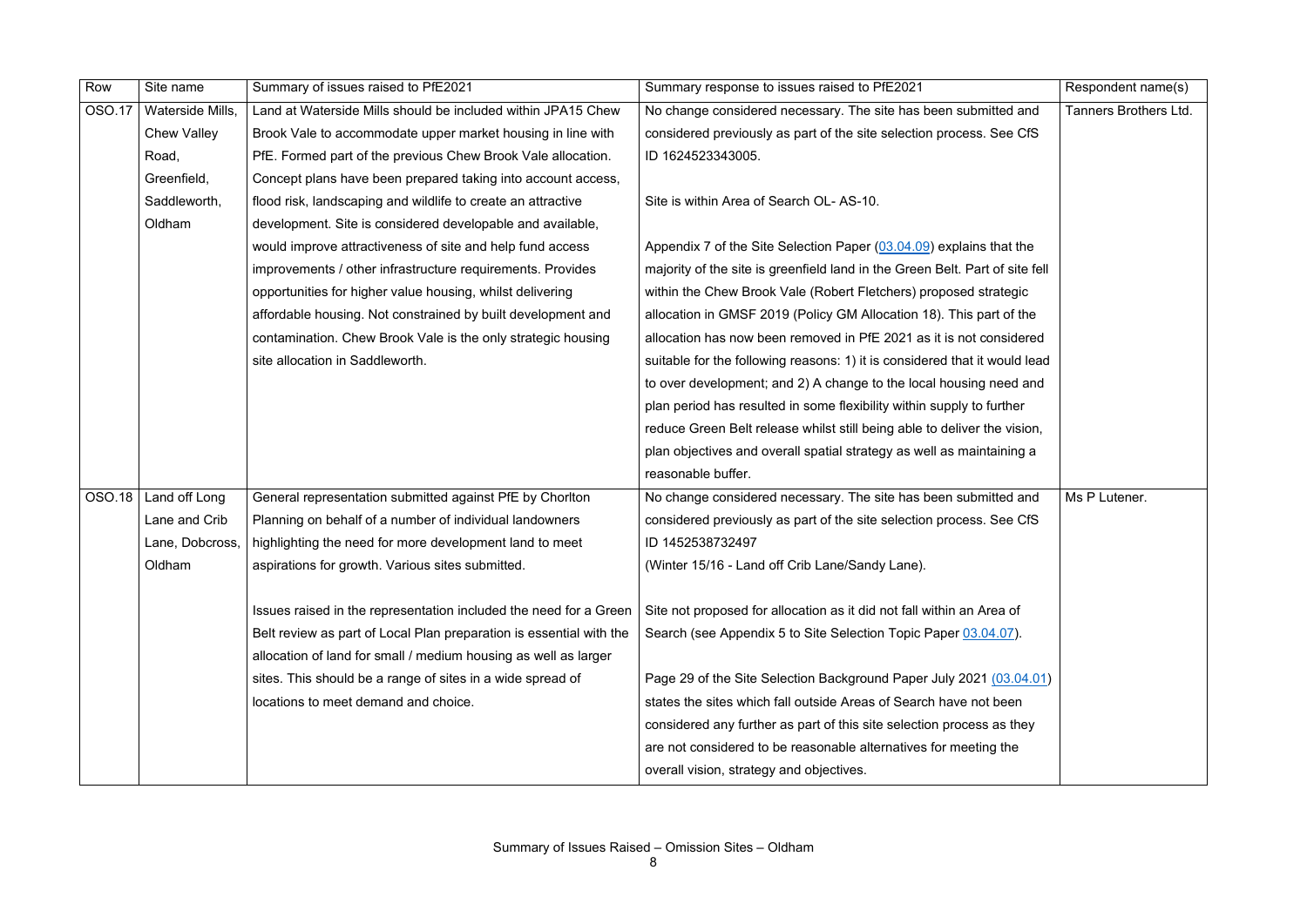| Row | Site name | Summary of issues raised to PfE2021 | Summary response to issues raised to PfE2021 | Respondent name(s) |
|---|---|---|---|---|
| OSO.17 | Waterside Mills, Chew Valley Road, Greenfield, Saddleworth, Oldham | Land at Waterside Mills should be included within JPA15 Chew Brook Vale to accommodate upper market housing in line with PfE. Formed part of the previous Chew Brook Vale allocation. Concept plans have been prepared taking into account access, flood risk, landscaping and wildlife to create an attractive development. Site is considered developable and available, would improve attractiveness of site and help fund access improvements / other infrastructure requirements. Provides opportunities for higher value housing, whilst delivering affordable housing. Not constrained by built development and contamination. Chew Brook Vale is the only strategic housing site allocation in Saddleworth. | No change considered necessary. The site has been submitted and considered previously as part of the site selection process. See CfS ID 1624523343005.<br><br>Site is within Area of Search OL- AS-10.<br><br>Appendix 7 of the Site Selection Paper (03.04.09) explains that the majority of the site is greenfield land in the Green Belt. Part of site fell within the Chew Brook Vale (Robert Fletchers) proposed strategic allocation in GMSF 2019 (Policy GM Allocation 18). This part of the allocation has now been removed in PfE 2021 as it is not considered suitable for the following reasons: 1) it is considered that it would lead to over development; and 2) A change to the local housing need and plan period has resulted in some flexibility within supply to further reduce Green Belt release whilst still being able to deliver the vision, plan objectives and overall spatial strategy as well as maintaining a reasonable buffer. | Tanners Brothers Ltd. |
| OSO.18 | Land off Long Lane and Crib Lane, Dobcross, Oldham | General representation submitted against PfE by Chorlton Planning on behalf of a number of individual landowners highlighting the need for more development land to meet aspirations for growth. Various sites submitted.<br><br>Issues raised in the representation included the need for a Green Belt review as part of Local Plan preparation is essential with the allocation of land for small / medium housing as well as larger sites. This should be a range of sites in a wide spread of locations to meet demand and choice. | No change considered necessary. The site has been submitted and considered previously as part of the site selection process. See CfS ID 1452538732497<br>(Winter 15/16 - Land off Crib Lane/Sandy Lane).<br><br>Site not proposed for allocation as it did not fall within an Area of Search (see Appendix 5 to Site Selection Topic Paper 03.04.07).<br><br>Page 29 of the Site Selection Background Paper July 2021 (03.04.01) states the sites which fall outside Areas of Search have not been considered any further as part of this site selection process as they are not considered to be reasonable alternatives for meeting the overall vision, strategy and objectives. | Ms P Lutener. |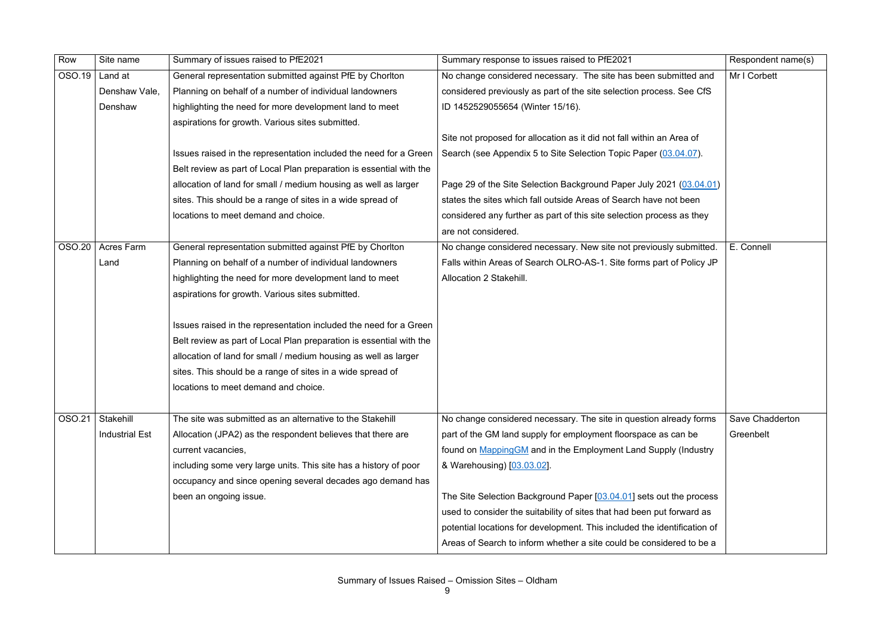| Row | Site name | Summary of issues raised to PfE2021 | Summary response to issues raised to PfE2021 | Respondent name(s) |
|---|---|---|---|---|
| OSO.19 | Land at Denshaw Vale, Denshaw | General representation submitted against PfE by Chorlton Planning on behalf of a number of individual landowners highlighting the need for more development land to meet aspirations for growth. Various sites submitted.<br><br>Issues raised in the representation included the need for a Green Belt review as part of Local Plan preparation is essential with the allocation of land for small / medium housing as well as larger sites. This should be a range of sites in a wide spread of locations to meet demand and choice. | No change considered necessary. The site has been submitted and considered previously as part of the site selection process. See CfS ID 1452529055654 (Winter 15/16).<br><br>Site not proposed for allocation as it did not fall within an Area of Search (see Appendix 5 to Site Selection Topic Paper (03.04.07).<br><br>Page 29 of the Site Selection Background Paper July 2021 (03.04.01) states the sites which fall outside Areas of Search have not been considered any further as part of this site selection process as they are not considered. | Mr I Corbett |
| OSO.20 | Acres Farm Land | General representation submitted against PfE by Chorlton Planning on behalf of a number of individual landowners highlighting the need for more development land to meet aspirations for growth. Various sites submitted.<br><br>Issues raised in the representation included the need for a Green Belt review as part of Local Plan preparation is essential with the allocation of land for small / medium housing as well as larger sites. This should be a range of sites in a wide spread of locations to meet demand and choice. | No change considered necessary. New site not previously submitted. Falls within Areas of Search OLRO-AS-1. Site forms part of Policy JP Allocation 2 Stakehill. | E. Connell |
| OSO.21 | Stakehill Industrial Est | The site was submitted as an alternative to the Stakehill Allocation (JPA2) as the respondent believes that there are current vacancies,<br>including some very large units. This site has a history of poor occupancy and since opening several decades ago demand has been an ongoing issue. | No change considered necessary. The site in question already forms part of the GM land supply for employment floorspace as can be found on MappingGM and in the Employment Land Supply (Industry & Warehousing) [03.03.02].<br><br>The Site Selection Background Paper [03.04.01] sets out the process used to consider the suitability of sites that had been put forward as potential locations for development. This included the identification of Areas of Search to inform whether a site could be considered to be a | Save Chadderton Greenbelt |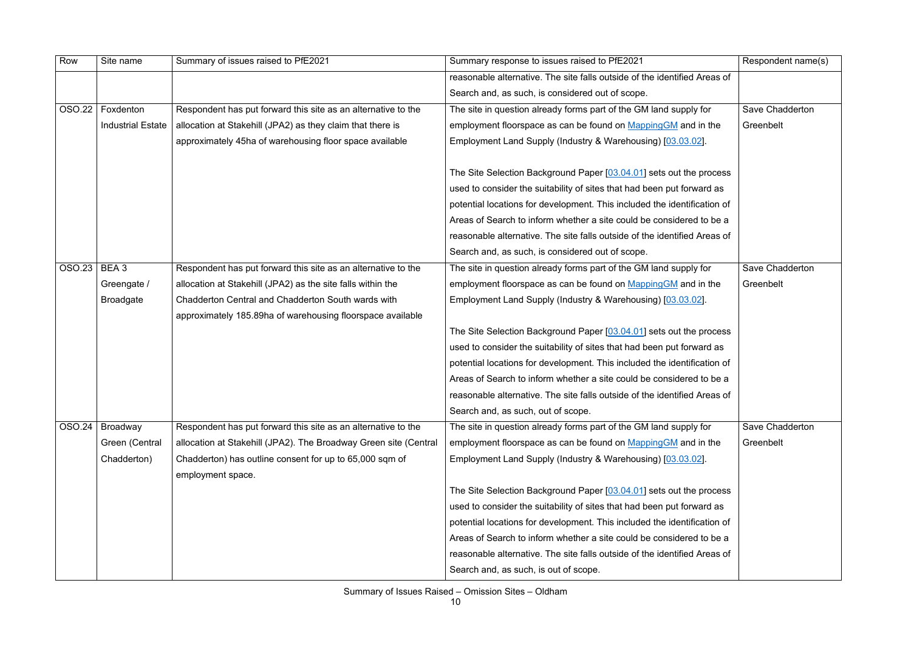| Row | Site name | Summary of issues raised to PfE2021 | Summary response to issues raised to PfE2021 | Respondent name(s) |
|---|---|---|---|---|
| | | | reasonable alternative. The site falls outside of the identified Areas of Search and, as such, is considered out of scope. | |
| OSO.22 | Foxdenton Industrial Estate | Respondent has put forward this site as an alternative to the allocation at Stakehill (JPA2) as they claim that there is approximately 45ha of warehousing floor space available | The site in question already forms part of the GM land supply for employment floorspace as can be found on MappingGM and in the Employment Land Supply (Industry & Warehousing) [03.03.02].<br><br>The Site Selection Background Paper [03.04.01] sets out the process used to consider the suitability of sites that had been put forward as potential locations for development. This included the identification of Areas of Search to inform whether a site could be considered to be a reasonable alternative. The site falls outside of the identified Areas of Search and, as such, is considered out of scope. | Save Chadderton Greenbelt |
| OSO.23 | BEA 3 Greengate / Broadgate | Respondent has put forward this site as an alternative to the allocation at Stakehill (JPA2) as the site falls within the Chadderton Central and Chadderton South wards with approximately 185.89ha of warehousing floorspace available | The site in question already forms part of the GM land supply for employment floorspace as can be found on MappingGM and in the Employment Land Supply (Industry & Warehousing) [03.03.02].<br><br>The Site Selection Background Paper [03.04.01] sets out the process used to consider the suitability of sites that had been put forward as potential locations for development. This included the identification of Areas of Search to inform whether a site could be considered to be a reasonable alternative. The site falls outside of the identified Areas of Search and, as such, out of scope. | Save Chadderton Greenbelt |
| OSO.24 | Broadway Green (Central Chadderton) | Respondent has put forward this site as an alternative to the allocation at Stakehill (JPA2). The Broadway Green site (Central Chadderton) has outline consent for up to 65,000 sqm of employment space. | The site in question already forms part of the GM land supply for employment floorspace as can be found on MappingGM and in the Employment Land Supply (Industry & Warehousing) [03.03.02].<br><br>The Site Selection Background Paper [03.04.01] sets out the process used to consider the suitability of sites that had been put forward as potential locations for development. This included the identification of Areas of Search to inform whether a site could be considered to be a reasonable alternative. The site falls outside of the identified Areas of Search and, as such, is out of scope. | Save Chadderton Greenbelt |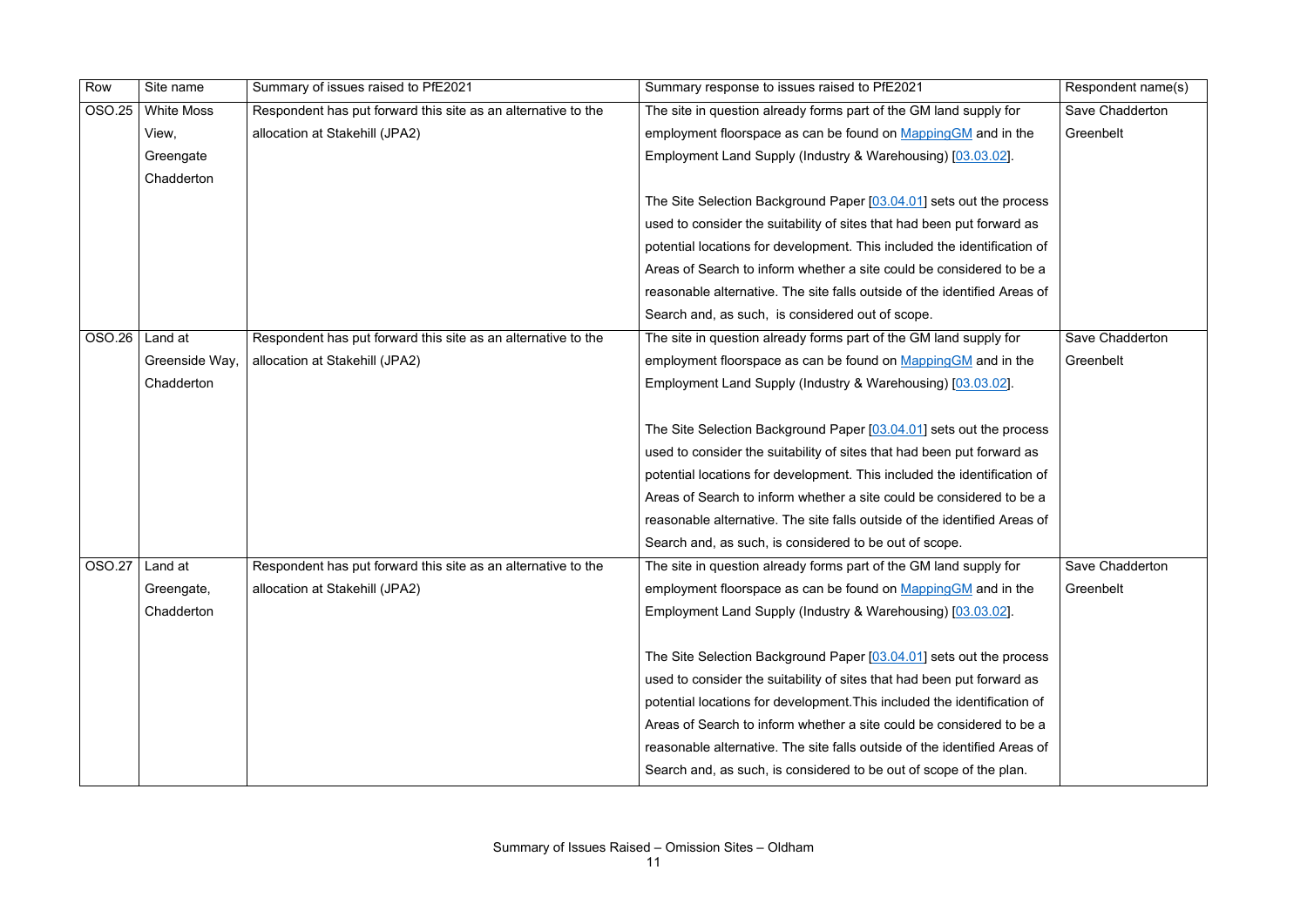| Row | Site name | Summary of issues raised to PfE2021 | Summary response to issues raised to PfE2021 | Respondent name(s) |
|---|---|---|---|---|
| OSO.25 | White Moss View, Greengate Chadderton | Respondent has put forward this site as an alternative to the allocation at Stakehill (JPA2) | The site in question already forms part of the GM land supply for employment floorspace as can be found on MappingGM and in the Employment Land Supply (Industry & Warehousing) [03.03.02].<br><br>The Site Selection Background Paper [03.04.01] sets out the process used to consider the suitability of sites that had been put forward as potential locations for development. This included the identification of Areas of Search to inform whether a site could be considered to be a reasonable alternative. The site falls outside of the identified Areas of Search and, as such, is considered out of scope. | Save Chadderton Greenbelt |
| OSO.26 | Land at Greenside Way, Chadderton | Respondent has put forward this site as an alternative to the allocation at Stakehill (JPA2) | The site in question already forms part of the GM land supply for employment floorspace as can be found on MappingGM and in the Employment Land Supply (Industry & Warehousing) [03.03.02].<br><br>The Site Selection Background Paper [03.04.01] sets out the process used to consider the suitability of sites that had been put forward as potential locations for development. This included the identification of Areas of Search to inform whether a site could be considered to be a reasonable alternative. The site falls outside of the identified Areas of Search and, as such, is considered to be out of scope. | Save Chadderton Greenbelt |
| OSO.27 | Land at Greengate, Chadderton | Respondent has put forward this site as an alternative to the allocation at Stakehill (JPA2) | The site in question already forms part of the GM land supply for employment floorspace as can be found on MappingGM and in the Employment Land Supply (Industry & Warehousing) [03.03.02].<br><br>The Site Selection Background Paper [03.04.01] sets out the process used to consider the suitability of sites that had been put forward as potential locations for development.This included the identification of Areas of Search to inform whether a site could be considered to be a reasonable alternative. The site falls outside of the identified Areas of Search and, as such, is considered to be out of scope of the plan. | Save Chadderton Greenbelt |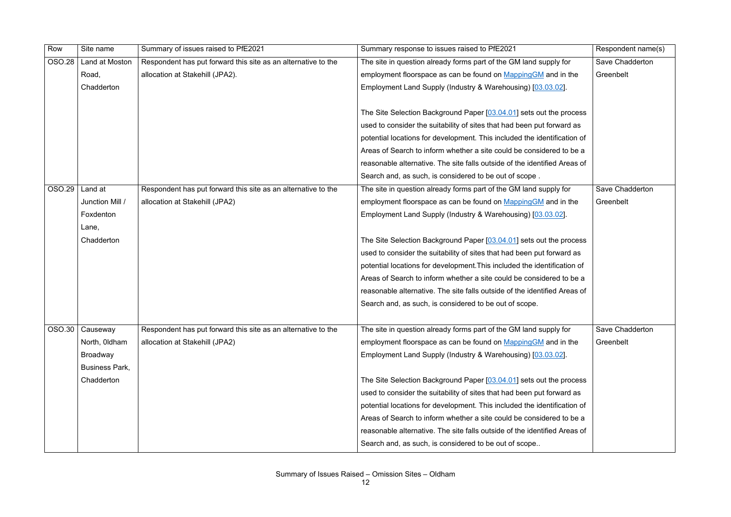| Row | Site name | Summary of issues raised to PfE2021 | Summary response to issues raised to PfE2021 | Respondent name(s) |
|---|---|---|---|---|
| OSO.28 | Land at Moston Road, Chadderton | Respondent has put forward this site as an alternative to the allocation at Stakehill (JPA2). | The site in question already forms part of the GM land supply for employment floorspace as can be found on MappingGM and in the Employment Land Supply (Industry & Warehousing) [03.03.02].<br><br>The Site Selection Background Paper [03.04.01] sets out the process used to consider the suitability of sites that had been put forward as potential locations for development. This included the identification of Areas of Search to inform whether a site could be considered to be a reasonable alternative. The site falls outside of the identified Areas of Search and, as such, is considered to be out of scope . | Save Chadderton Greenbelt |
| OSO.29 | Land at Junction Mill / Foxdenton Lane, Chadderton | Respondent has put forward this site as an alternative to the allocation at Stakehill (JPA2) | The site in question already forms part of the GM land supply for employment floorspace as can be found on MappingGM and in the Employment Land Supply (Industry & Warehousing) [03.03.02].<br><br>The Site Selection Background Paper [03.04.01] sets out the process used to consider the suitability of sites that had been put forward as potential locations for development.This included the identification of Areas of Search to inform whether a site could be considered to be a reasonable alternative. The site falls outside of the identified Areas of Search and, as such, is considered to be out of scope. | Save Chadderton Greenbelt |
| OSO.30 | Causeway North, 0ldham Broadway Business Park, Chadderton | Respondent has put forward this site as an alternative to the allocation at Stakehill (JPA2) | The site in question already forms part of the GM land supply for employment floorspace as can be found on MappingGM and in the Employment Land Supply (Industry & Warehousing) [03.03.02].<br><br>The Site Selection Background Paper [03.04.01] sets out the process used to consider the suitability of sites that had been put forward as potential locations for development. This included the identification of Areas of Search to inform whether a site could be considered to be a reasonable alternative. The site falls outside of the identified Areas of Search and, as such, is considered to be out of scope.. | Save Chadderton Greenbelt |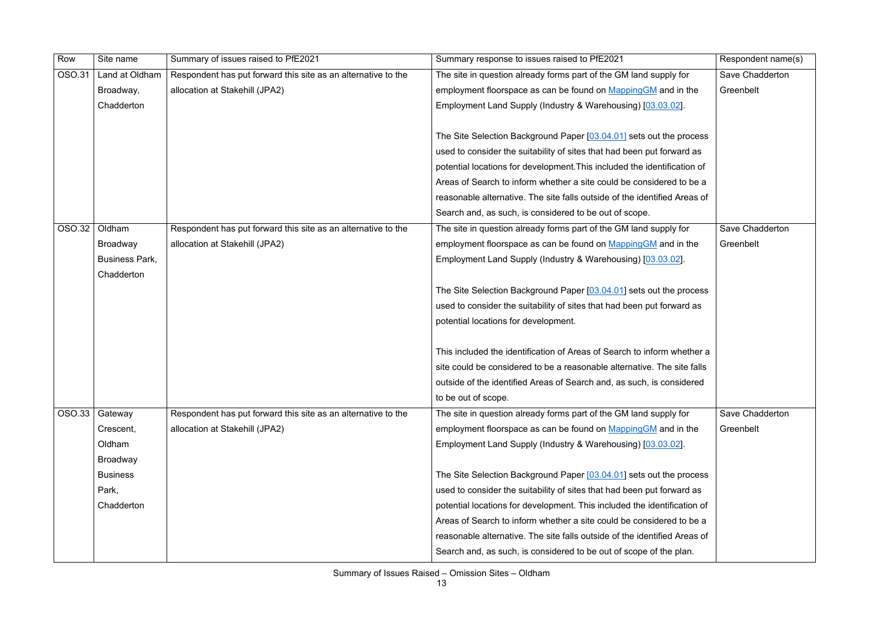| Row | Site name | Summary of issues raised to PfE2021 | Summary response to issues raised to PfE2021 | Respondent name(s) |
| --- | --- | --- | --- | --- |
| OSO.31 | Land at Oldham Broadway, Chadderton | Respondent has put forward this site as an alternative to the allocation at Stakehill (JPA2) | The site in question already forms part of the GM land supply for employment floorspace as can be found on MappingGM and in the Employment Land Supply (Industry & Warehousing) [03.03.02]. <br><br> The Site Selection Background Paper [03.04.01] sets out the process used to consider the suitability of sites that had been put forward as potential locations for development.This included the identification of Areas of Search to inform whether a site could be considered to be a reasonable alternative. The site falls outside of the identified Areas of Search and, as such, is considered to be out of scope. | Save Chadderton Greenbelt |
| OSO.32 | Oldham Broadway Business Park, Chadderton | Respondent has put forward this site as an alternative to the allocation at Stakehill (JPA2) | The site in question already forms part of the GM land supply for employment floorspace as can be found on MappingGM and in the Employment Land Supply (Industry & Warehousing) [03.03.02]. <br><br> The Site Selection Background Paper [03.04.01] sets out the process used to consider the suitability of sites that had been put forward as potential locations for development. <br><br> This included the identification of Areas of Search to inform whether a site could be considered to be a reasonable alternative. The site falls outside of the identified Areas of Search and, as such, is considered to be out of scope. | Save Chadderton Greenbelt |
| OSO.33 | Gateway Crescent, Oldham Broadway Business Park, Chadderton | Respondent has put forward this site as an alternative to the allocation at Stakehill (JPA2) | The site in question already forms part of the GM land supply for employment floorspace as can be found on MappingGM and in the Employment Land Supply (Industry & Warehousing) [03.03.02]. <br><br> The Site Selection Background Paper [03.04.01] sets out the process used to consider the suitability of sites that had been put forward as potential locations for development. This included the identification of Areas of Search to inform whether a site could be considered to be a reasonable alternative. The site falls outside of the identified Areas of Search and, as such, is considered to be out of scope of the plan. | Save Chadderton Greenbelt |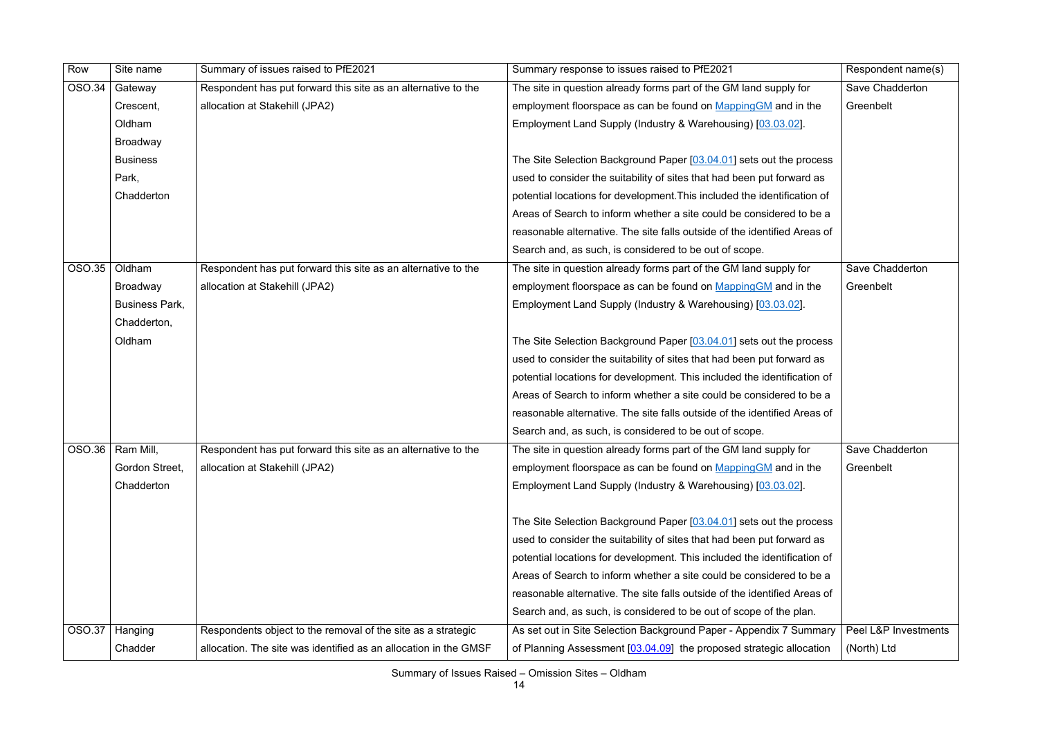| Row | Site name | Summary of issues raised to PfE2021 | Summary response to issues raised to PfE2021 | Respondent name(s) |
|---|---|---|---|---|
| OSO.34 | Gateway Crescent, Oldham Broadway Business Park, Chadderton | Respondent has put forward this site as an alternative to the allocation at Stakehill (JPA2) | The site in question already forms part of the GM land supply for employment floorspace as can be found on MappingGM and in the Employment Land Supply (Industry & Warehousing) [03.03.02].<br><br>The Site Selection Background Paper [03.04.01] sets out the process used to consider the suitability of sites that had been put forward as potential locations for development.This included the identification of Areas of Search to inform whether a site could be considered to be a reasonable alternative. The site falls outside of the identified Areas of Search and, as such, is considered to be out of scope. | Save Chadderton Greenbelt |
| OSO.35 | Oldham Broadway Business Park, Chadderton, Oldham | Respondent has put forward this site as an alternative to the allocation at Stakehill (JPA2) | The site in question already forms part of the GM land supply for employment floorspace as can be found on MappingGM and in the Employment Land Supply (Industry & Warehousing) [03.03.02].<br><br>The Site Selection Background Paper [03.04.01] sets out the process used to consider the suitability of sites that had been put forward as potential locations for development. This included the identification of Areas of Search to inform whether a site could be considered to be a reasonable alternative. The site falls outside of the identified Areas of Search and, as such, is considered to be out of scope. | Save Chadderton Greenbelt |
| OSO.36 | Ram Mill, Gordon Street, Chadderton | Respondent has put forward this site as an alternative to the allocation at Stakehill (JPA2) | The site in question already forms part of the GM land supply for employment floorspace as can be found on MappingGM and in the Employment Land Supply (Industry & Warehousing) [03.03.02].<br><br>The Site Selection Background Paper [03.04.01] sets out the process used to consider the suitability of sites that had been put forward as potential locations for development. This included the identification of Areas of Search to inform whether a site could be considered to be a reasonable alternative. The site falls outside of the identified Areas of Search and, as such, is considered to be out of scope of the plan. | Save Chadderton Greenbelt |
| OSO.37 | Hanging Chadder | Respondents object to the removal of the site as a strategic allocation. The site was identified as an allocation in the GMSF | As set out in Site Selection Background Paper - Appendix 7 Summary of Planning Assessment [03.04.09] the proposed strategic allocation | Peel L&P Investments (North) Ltd |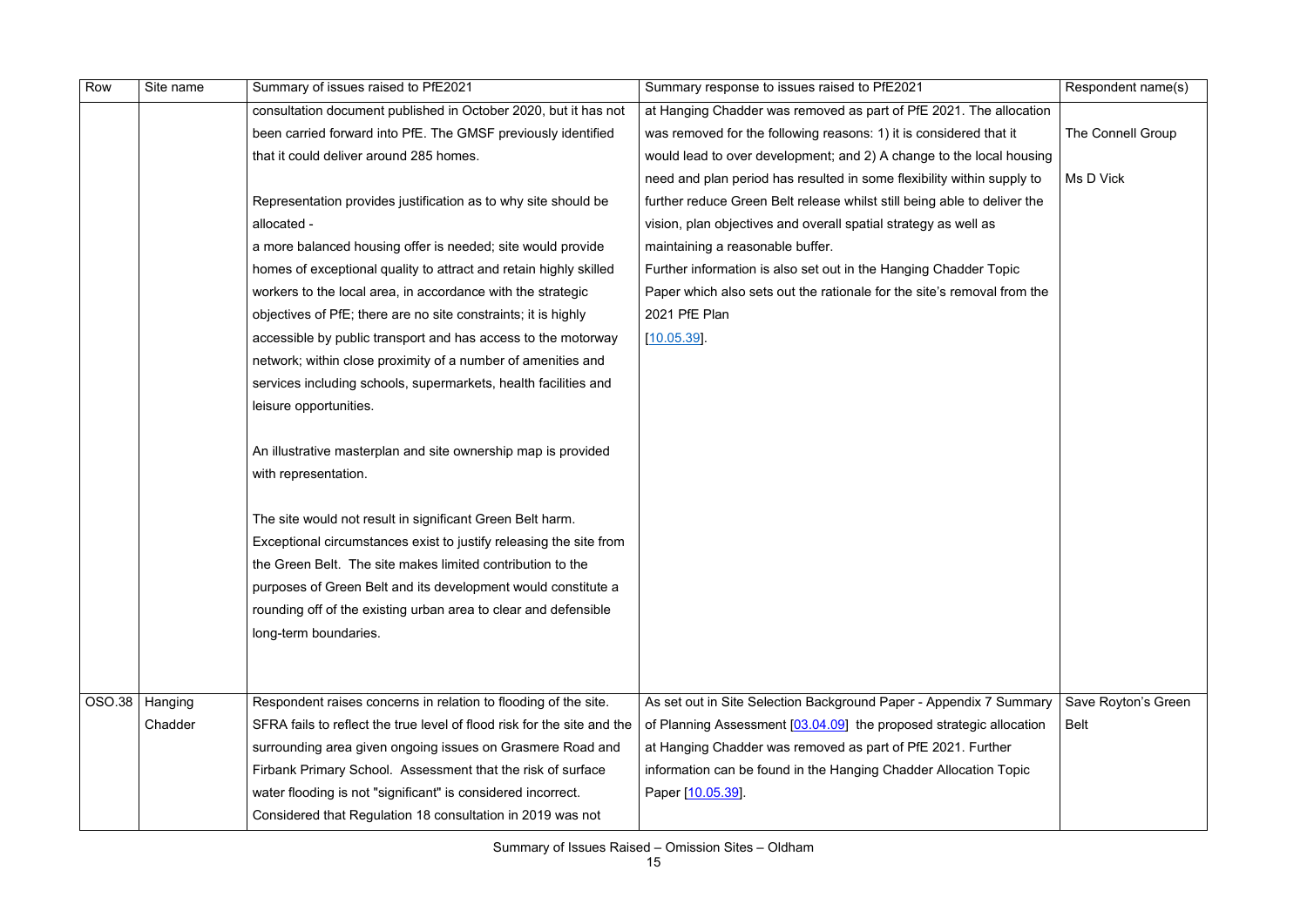| Row | Site name | Summary of issues raised to PfE2021 | Summary response to issues raised to PfE2021 | Respondent name(s) |
|---|---|---|---|---|
| | | consultation document published in October 2020, but it has not been carried forward into PfE. The GMSF previously identified that it could deliver around 285 homes.<br><br>Representation provides justification as to why site should be allocated -<br>a more balanced housing offer is needed; site would provide homes of exceptional quality to attract and retain highly skilled workers to the local area, in accordance with the strategic objectives of PfE; there are no site constraints; it is highly accessible by public transport and has access to the motorway network; within close proximity of a number of amenities and services including schools, supermarkets, health facilities and leisure opportunities.<br><br>An illustrative masterplan and site ownership map is provided with representation.<br><br>The site would not result in significant Green Belt harm. Exceptional circumstances exist to justify releasing the site from the Green Belt. The site makes limited contribution to the purposes of Green Belt and its development would constitute a rounding off of the existing urban area to clear and defensible long-term boundaries. | at Hanging Chadder was removed as part of PfE 2021. The allocation was removed for the following reasons: 1) it is considered that it would lead to over development; and 2) A change to the local housing need and plan period has resulted in some flexibility within supply to further reduce Green Belt release whilst still being able to deliver the vision, plan objectives and overall spatial strategy as well as maintaining a reasonable buffer.<br>Further information is also set out in the Hanging Chadder Topic Paper which also sets out the rationale for the site's removal from the 2021 PfE Plan<br>[10.05.39]. | The Connell Group<br><br>Ms D Vick |
| OSO.38 | Hanging Chadder | Respondent raises concerns in relation to flooding of the site. SFRA fails to reflect the true level of flood risk for the site and the surrounding area given ongoing issues on Grasmere Road and Firbank Primary School. Assessment that the risk of surface water flooding is not "significant" is considered incorrect. Considered that Regulation 18 consultation in 2019 was not | As set out in Site Selection Background Paper - Appendix 7 Summary of Planning Assessment [03.04.09] the proposed strategic allocation at Hanging Chadder was removed as part of PfE 2021. Further information can be found in the Hanging Chadder Allocation Topic Paper [10.05.39]. | Save Royton's Green Belt |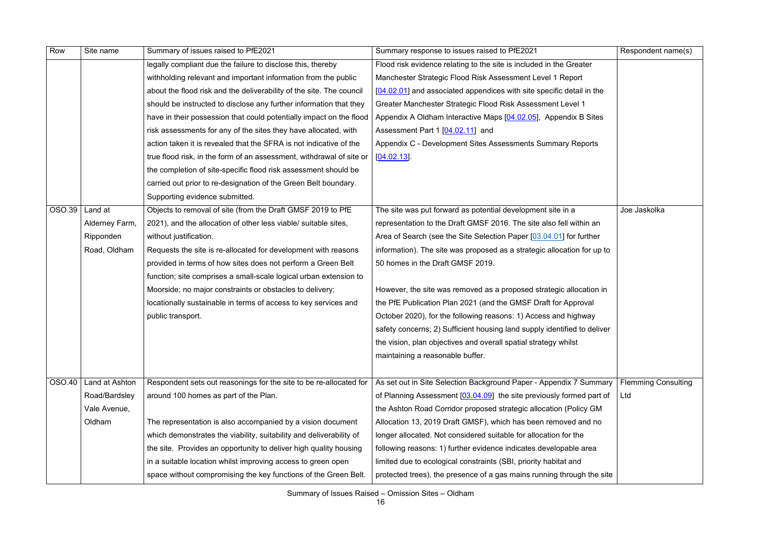| Row | Site name | Summary of issues raised to PfE2021 | Summary response to issues raised to PfE2021 | Respondent name(s) |
|---|---|---|---|---|
| | | legally compliant due the failure to disclose this, thereby withholding relevant and important information from the public about the flood risk and the deliverability of the site. The council should be instructed to disclose any further information that they have in their possession that could potentially impact on the flood risk assessments for any of the sites they have allocated, with action taken it is revealed that the SFRA is not indicative of the true flood risk, in the form of an assessment, withdrawal of site or the completion of site-specific flood risk assessment should be carried out prior to re-designation of the Green Belt boundary. Supporting evidence submitted. | Flood risk evidence relating to the site is included in the Greater Manchester Strategic Flood Risk Assessment Level 1 Report [04.02.01] and associated appendices with site specific detail in the Greater Manchester Strategic Flood Risk Assessment Level 1 Appendix A Oldham Interactive Maps [04.02.05], Appendix B Sites Assessment Part 1 [04.02.11] and Appendix C - Development Sites Assessments Summary Reports [04.02.13]. | |
| OSO.39 | Land at Alderney Farm, Ripponden Road, Oldham | Objects to removal of site (from the Draft GMSF 2019 to PfE 2021), and the allocation of other less viable/ suitable sites, without justification.<br>Requests the site is re-allocated for development with reasons provided in terms of how sites does not perform a Green Belt function; site comprises a small-scale logical urban extension to Moorside; no major constraints or obstacles to delivery; locationally sustainable in terms of access to key services and public transport. | The site was put forward as potential development site in a representation to the Draft GMSF 2016. The site also fell within an Area of Search (see the Site Selection Paper [03.04.01] for further information). The site was proposed as a strategic allocation for up to 50 homes in the Draft GMSF 2019.<br><br>However, the site was removed as a proposed strategic allocation in the PfE Publication Plan 2021 (and the GMSF Draft for Approval October 2020), for the following reasons: 1) Access and highway safety concerns; 2) Sufficient housing land supply identified to deliver the vision, plan objectives and overall spatial strategy whilst maintaining a reasonable buffer. | Joe Jaskolka |
| OSO.40 | Land at Ashton Road/Bardsley Vale Avenue, Oldham | Respondent sets out reasonings for the site to be re-allocated for around 100 homes as part of the Plan.<br><br>The representation is also accompanied by a vision document which demonstrates the viability, suitability and deliverability of the site. Provides an opportunity to deliver high quality housing in a suitable location whilst improving access to green open space without compromising the key functions of the Green Belt. | As set out in Site Selection Background Paper - Appendix 7 Summary of Planning Assessment [03.04.09] the site previously formed part of the Ashton Road Corridor proposed strategic allocation (Policy GM Allocation 13, 2019 Draft GMSF), which has been removed and no longer allocated. Not considered suitable for allocation for the following reasons: 1) further evidence indicates developable area limited due to ecological constraints (SBI, priority habitat and protected trees), the presence of a gas mains running through the site | Flemming Consulting Ltd |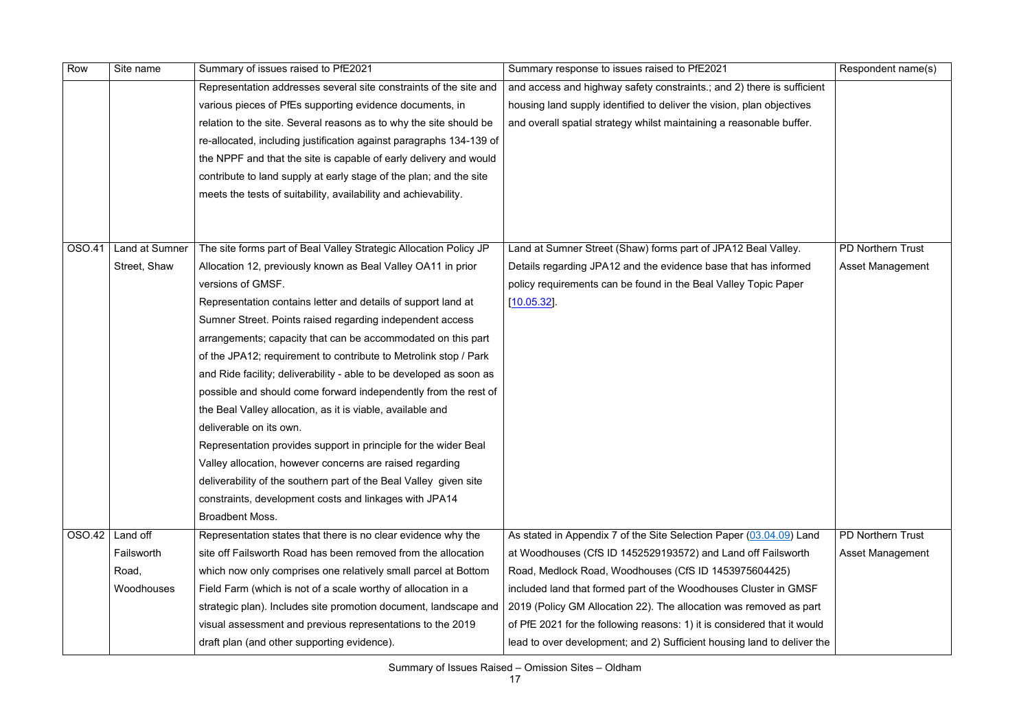| Row | Site name | Summary of issues raised to PfE2021 | Summary response to issues raised to PfE2021 | Respondent name(s) |
|---|---|---|---|---|
| | | Representation addresses several site constraints of the site and various pieces of PfEs supporting evidence documents, in relation to the site. Several reasons as to why the site should be re-allocated, including justification against paragraphs 134-139 of the NPPF and that the site is capable of early delivery and would contribute to land supply at early stage of the plan; and the site meets the tests of suitability, availability and achievability. | and access and highway safety constraints.; and 2) there is sufficient housing land supply identified to deliver the vision, plan objectives and overall spatial strategy whilst maintaining a reasonable buffer. | |
| OSO.41 | Land at Sumner Street, Shaw | The site forms part of Beal Valley Strategic Allocation Policy JP Allocation 12, previously known as Beal Valley OA11 in prior versions of GMSF.<br>Representation contains letter and details of support land at Sumner Street. Points raised regarding independent access arrangements; capacity that can be accommodated on this part of the JPA12; requirement to contribute to Metrolink stop / Park and Ride facility; deliverability - able to be developed as soon as possible and should come forward independently from the rest of the Beal Valley allocation, as it is viable, available and deliverable on its own.<br>Representation provides support in principle for the wider Beal Valley allocation, however concerns are raised regarding deliverability of the southern part of the Beal Valley given site constraints, development costs and linkages with JPA14 Broadbent Moss. | Land at Sumner Street (Shaw) forms part of JPA12 Beal Valley. Details regarding JPA12 and the evidence base that has informed policy requirements can be found in the Beal Valley Topic Paper [10.05.32]. | PD Northern Trust Asset Management |
| OSO.42 | Land off Failsworth Road, Woodhouses | Representation states that there is no clear evidence why the site off Failsworth Road has been removed from the allocation which now only comprises one relatively small parcel at Bottom Field Farm (which is not of a scale worthy of allocation in a strategic plan). Includes site promotion document, landscape and visual assessment and previous representations to the 2019 draft plan (and other supporting evidence). | As stated in Appendix 7 of the Site Selection Paper (03.04.09) Land at Woodhouses (CfS ID 1452529193572) and Land off Failsworth Road, Medlock Road, Woodhouses (CfS ID 1453975604425) included land that formed part of the Woodhouses Cluster in GMSF 2019 (Policy GM Allocation 22). The allocation was removed as part of PfE 2021 for the following reasons: 1) it is considered that it would lead to over development; and 2) Sufficient housing land to deliver the | PD Northern Trust Asset Management |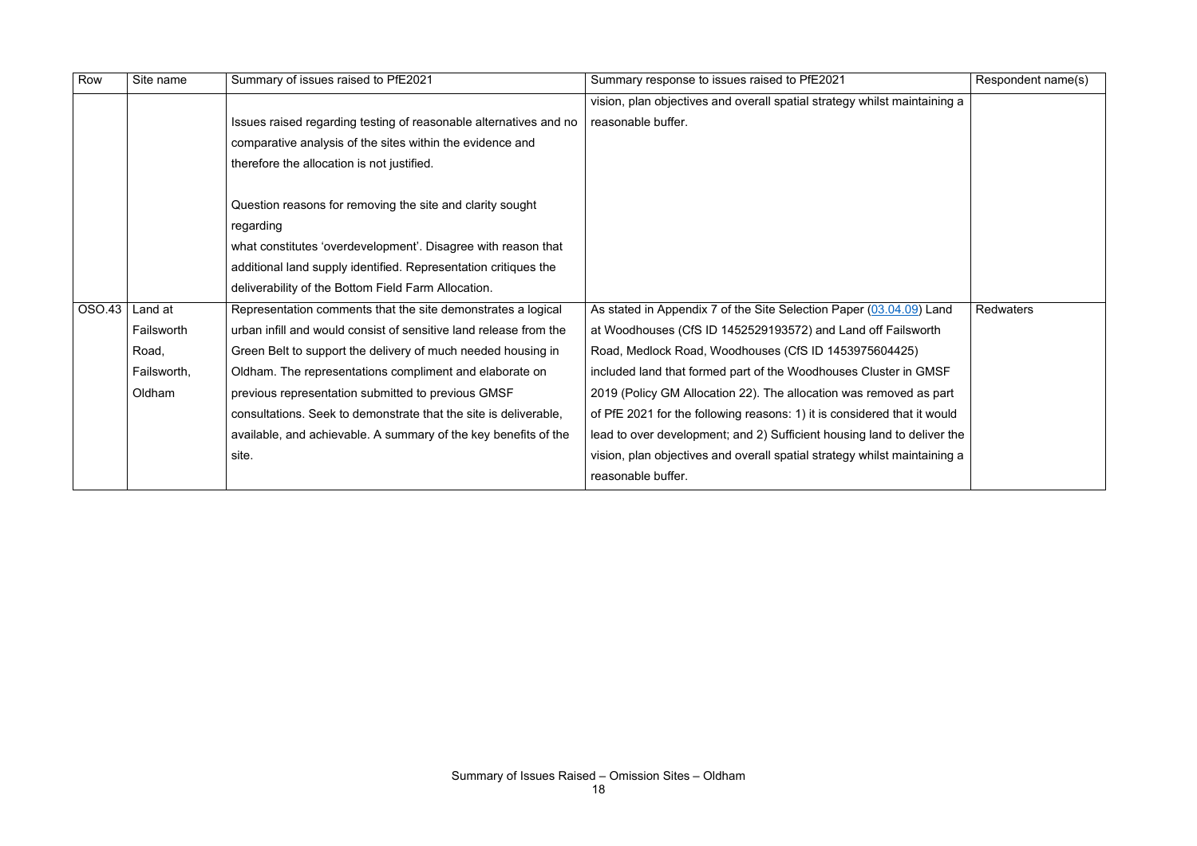| Row | Site name | Summary of issues raised to PfE2021 | Summary response to issues raised to PfE2021 | Respondent name(s) |
|---|---|---|---|---|
| | | Issues raised regarding testing of reasonable alternatives and no comparative analysis of the sites within the evidence and therefore the allocation is not justified.<br><br>Question reasons for removing the site and clarity sought regarding what constitutes 'overdevelopment'. Disagree with reason that additional land supply identified. Representation critiques the deliverability of the Bottom Field Farm Allocation. | vision, plan objectives and overall spatial strategy whilst maintaining a reasonable buffer. | |
| OSO.43 | Land at Failsworth Road, Failsworth, Oldham | Representation comments that the site demonstrates a logical urban infill and would consist of sensitive land release from the Green Belt to support the delivery of much needed housing in Oldham. The representations compliment and elaborate on previous representation submitted to previous GMSF consultations. Seek to demonstrate that the site is deliverable, available, and achievable. A summary of the key benefits of the site. | As stated in Appendix 7 of the Site Selection Paper (03.04.09) Land at Woodhouses (CfS ID 1452529193572) and Land off Failsworth Road, Medlock Road, Woodhouses (CfS ID 1453975604425) included land that formed part of the Woodhouses Cluster in GMSF 2019 (Policy GM Allocation 22). The allocation was removed as part of PfE 2021 for the following reasons: 1) it is considered that it would lead to over development; and 2) Sufficient housing land to deliver the vision, plan objectives and overall spatial strategy whilst maintaining a reasonable buffer. | Redwaters |